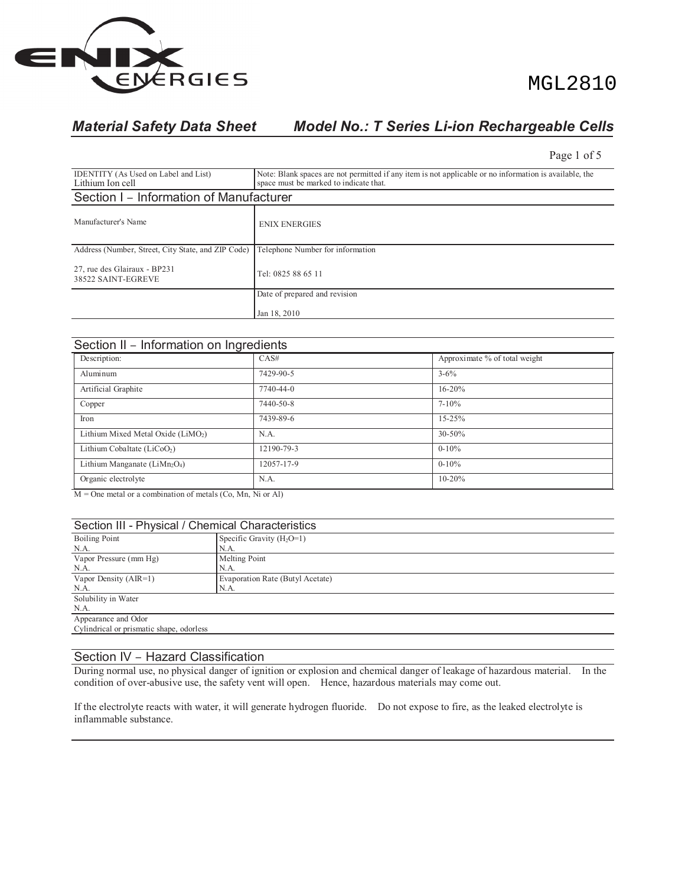MGL2810

## *Material Safety Data Sheet* *Model No.: T Series Li-ion Rechargeable Cells*

| IDENTITY (As Used on Label and List) Lithium Ion cell | Note: Blank spaces are not permitted if any item is not applicable or no information is available, the space must be marked to indicate that. |
|---|---|

## Section I – Information of Manufacturer

| | |
|---|---|
| Manufacturer's Name | ENIX ENERGIES |
| Address (Number, Street, City State, and ZIP Code)<br>27, rue des Glairaux - BP231<br>38522 SAINT-EGREVE | Telephone Number for information<br>Tel: 0825 88 65 11 |
| | Date of prepared and revision<br>Jan 18, 2010 |

## Section II – Information on Ingredients

| Description: | CAS# | Approximate % of total weight |
|---|---|---|
| Aluminum | 7429-90-5 | 3-6% |
| Artificial Graphite | 7740-44-0 | 16-20% |
| Copper | 7440-50-8 | 7-10% |
| Iron | 7439-89-6 | 15-25% |
| Lithium Mixed Metal Oxide ($LiMO_2$) | N.A. | 30-50% |
| Lithium Cobaltate ($LiCoO_2$) | 12190-79-3 | 0-10% |
| Lithium Manganate ($LiMn_2O_4$) | 12057-17-9 | 0-10% |
| Organic electrolyte | N.A. | 10-20% |

M = One metal or a combination of metals (Co, Mn, Ni or Al)

## Section III - Physical / Chemical Characteristics

| | |
|---|---|
| Boiling Point<br>N.A. | Specific Gravity ($H_2O$=1)<br>N.A. |
| Vapor Pressure (mm Hg)<br>N.A. | Melting Point<br>N.A. |
| Vapor Density (AIR=1)<br>N.A. | Evaporation Rate (Butyl Acetate)<br>N.A. |
| Solubility in Water<br>N.A. | |
| Appearance and Odor<br>Cylindrical or prismatic shape, odorless | |

## Section IV – Hazard Classification

During normal use, no physical danger of ignition or explosion and chemical danger of leakage of hazardous material. In the condition of over-abusive use, the safety vent will open. Hence, hazardous materials may come out.

If the electrolyte reacts with water, it will generate hydrogen fluoride. Do not expose to fire, as the leaked electrolyte is inflammable substance.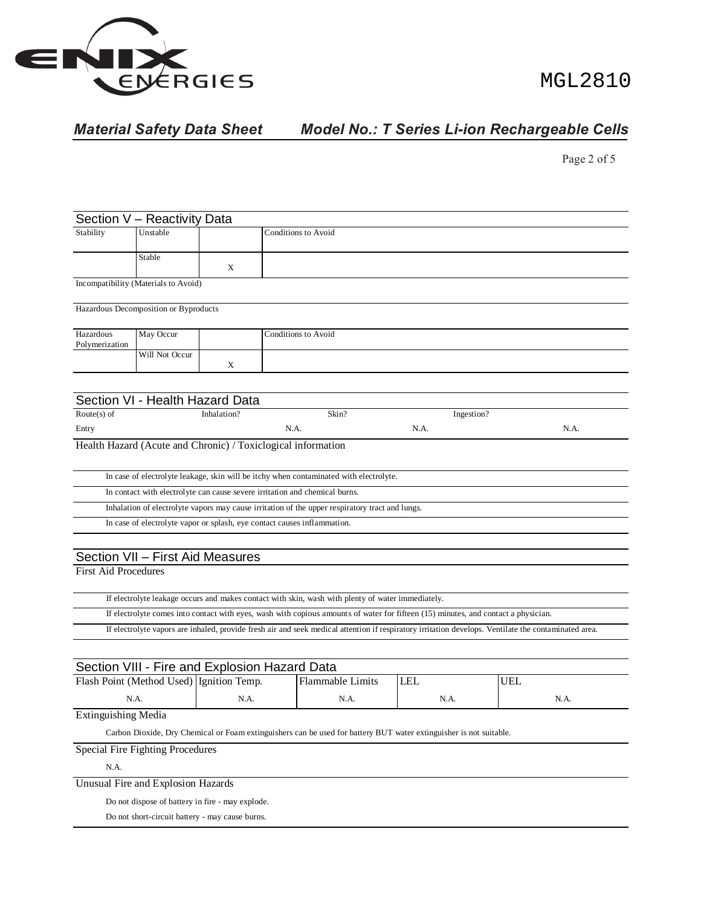## Section V – Reactivity Data

| Stability | Unstable | | Conditions to Avoid |
|---|---|---|---|
| | Stable | X | |

Incompatibility (Materials to Avoid)

Hazardous Decomposition or Byproducts

| Hazardous Polymerization | May Occur | | Conditions to Avoid |
|---|---|---|---|
| | Will Not Occur | X | |

## Section VI - Health Hazard Data

| Route(s) of Entry | Inhalation? | Skin? | Ingestion? |
|---|---|---|---|
| | N.A. | N.A. | N.A. |

Health Hazard (Acute and Chronic) / Toxiclogical information

In case of electrolyte leakage, skin will be itchy when contaminated with electrolyte.

In contact with electrolyte can cause severe irritation and chemical burns.

Inhalation of electrolyte vapors may cause irritation of the upper respiratory tract and lungs.

In case of electrolyte vapor or splash, eye contact causes inflammation.

## Section VII – First Aid Measures

First Aid Procedures

If electrolyte leakage occurs and makes contact with skin, wash with plenty of water immediately.

If electrolyte comes into contact with eyes, wash with copious amounts of water for fifteen (15) minutes, and contact a physician.

If electrolyte vapors are inhaled, provide fresh air and seek medical attention if respiratory irritation develops. Ventilate the contaminated area.

## Section VIII - Fire and Explosion Hazard Data

| Flash Point (Method Used) | Ignition Temp. | Flammable Limits | LEL | UEL |
|---|---|---|---|---|
| N.A. | N.A. | N.A. | N.A. | N.A. |

Extinguishing Media

Carbon Dioxide, Dry Chemical or Foam extinguishers can be used for battery BUT water extinguisher is not suitable.

Special Fire Fighting Procedures

N.A.

Unusual Fire and Explosion Hazards

Do not dispose of battery in fire - may explode.

Do not short-circuit battery - may cause burns.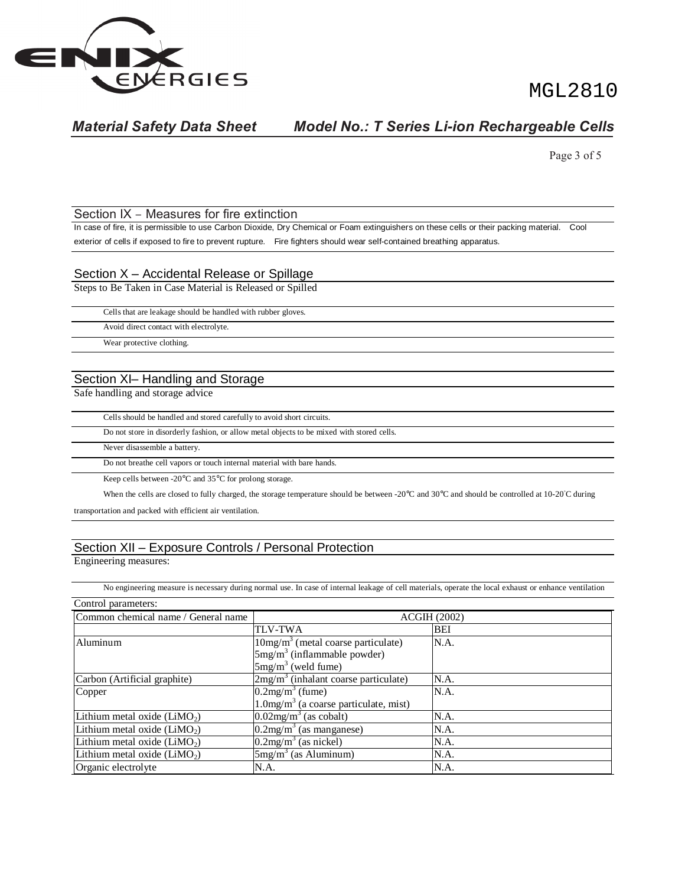## Section IX – Measures for fire extinction

In case of fire, it is permissible to use Carbon Dioxide, Dry Chemical or Foam extinguishers on these cells or their packing material. Cool exterior of cells if exposed to fire to prevent rupture. Fire fighters should wear self-contained breathing apparatus.

## Section X – Accidental Release or Spillage

Steps to Be Taken in Case Material is Released or Spilled

Cells that are leakage should be handled with rubber gloves.

Avoid direct contact with electrolyte.

Wear protective clothing.

## Section XI– Handling and Storage

Safe handling and storage advice

Cells should be handled and stored carefully to avoid short circuits.

Do not store in disorderly fashion, or allow metal objects to be mixed with stored cells.

Never disassemble a battery.

Do not breathe cell vapors or touch internal material with bare hands.

Keep cells between -20°C and 35°C for prolong storage.

When the cells are closed to fully charged, the storage temperature should be between -20°C and 30°C and should be controlled at 10-20°C during transportation and packed with efficient air ventilation.

## Section XII – Exposure Controls / Personal Protection

Engineering measures:

No engineering measure is necessary during normal use. In case of internal leakage of cell materials, operate the local exhaust or enhance ventilation

Control parameters:

| Common chemical name / General name | ACGIH (2002) | |
|---|---|---|
| | TLV-TWA | BEI |
| Aluminum | $10mg/m^3$ (metal coarse particulate)<br>$5mg/m^3$ (inflammable powder)<br>$5mg/m^3$ (weld fume) | N.A. |
| Carbon (Artificial graphite) | $2mg/m^3$ (inhalant coarse particulate) | N.A. |
| Copper | $0.2mg/m^3$ (fume)<br>$1.0mg/m^3$ (a coarse particulate, mist) | N.A. |
| Lithium metal oxide ($LiMO_2$) | $0.02mg/m^3$ (as cobalt) | N.A. |
| Lithium metal oxide ($LiMO_2$) | $0.2mg/m^3$ (as manganese) | N.A. |
| Lithium metal oxide ($LiMO_2$) | $0.2mg/m^3$ (as nickel) | N.A. |
| Lithium metal oxide ($LiMO_2$) | $5mg/m^3$ (as Aluminum) | N.A. |
| Organic electrolyte | N.A. | N.A. |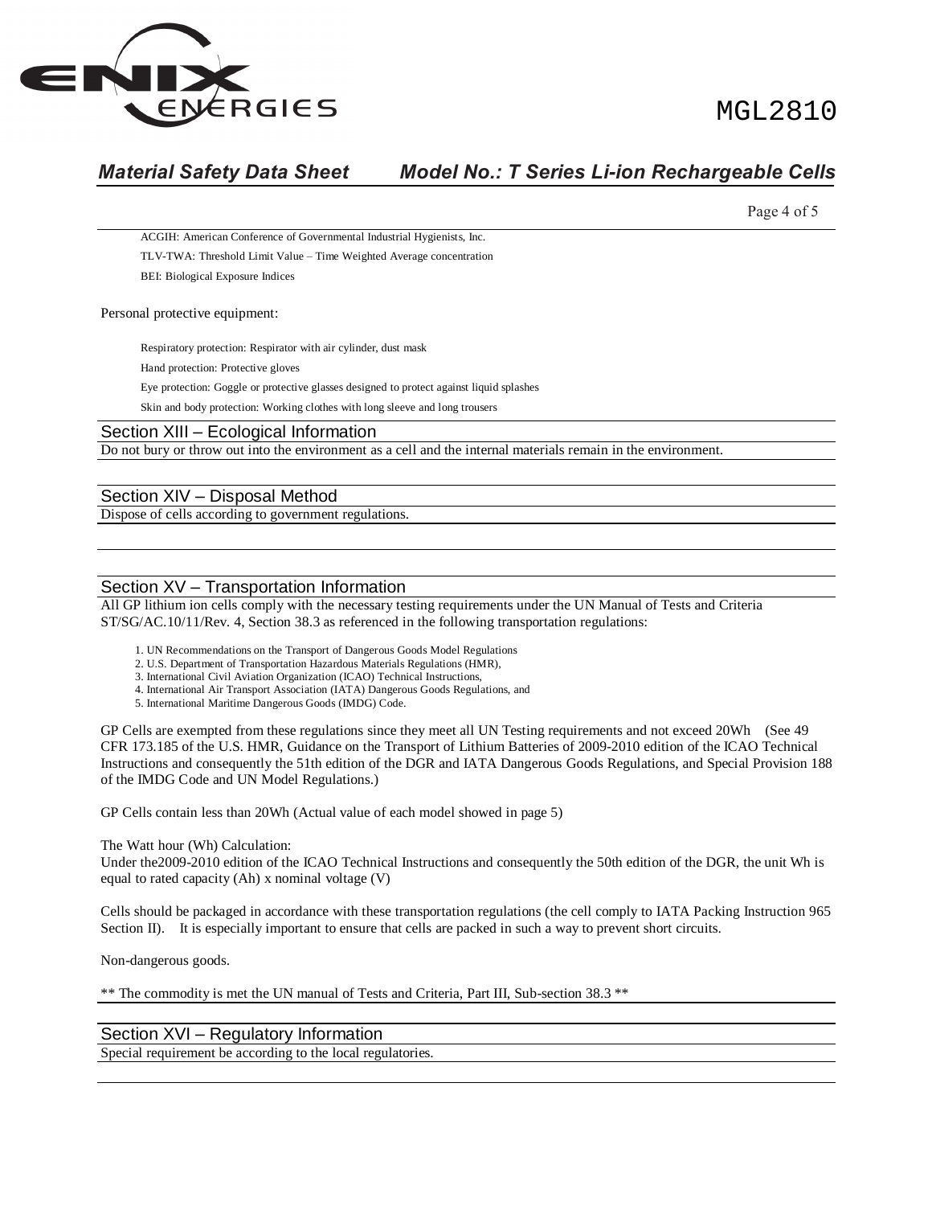ACGIH: American Conference of Governmental Industrial Hygienists, Inc.

TLV-TWA: Threshold Limit Value – Time Weighted Average concentration

BEI: Biological Exposure Indices

Personal protective equipment:

Respiratory protection: Respirator with air cylinder, dust mask

Hand protection: Protective gloves

Eye protection: Goggle or protective glasses designed to protect against liquid splashes

Skin and body protection: Working clothes with long sleeve and long trousers

## Section XIII – Ecological Information

Do not bury or throw out into the environment as a cell and the internal materials remain in the environment.

## Section XIV – Disposal Method

Dispose of cells according to government regulations.

## Section XV – Transportation Information

All GP lithium ion cells comply with the necessary testing requirements under the UN Manual of Tests and Criteria ST/SG/AC.10/11/Rev. 4, Section 38.3 as referenced in the following transportation regulations:

1. UN Recommendations on the Transport of Dangerous Goods Model Regulations
2. U.S. Department of Transportation Hazardous Materials Regulations (HMR),
3. International Civil Aviation Organization (ICAO) Technical Instructions,
4. International Air Transport Association (IATA) Dangerous Goods Regulations, and
5. International Maritime Dangerous Goods (IMDG) Code.

GP Cells are exempted from these regulations since they meet all UN Testing requirements and not exceed 20Wh (See 49 CFR 173.185 of the U.S. HMR, Guidance on the Transport of Lithium Batteries of 2009-2010 edition of the ICAO Technical Instructions and consequently the 51th edition of the DGR and IATA Dangerous Goods Regulations, and Special Provision 188 of the IMDG Code and UN Model Regulations.)

GP Cells contain less than 20Wh (Actual value of each model showed in page 5)

The Watt hour (Wh) Calculation:
Under the2009-2010 edition of the ICAO Technical Instructions and consequently the 50th edition of the DGR, the unit Wh is equal to rated capacity (Ah) x nominal voltage (V)

Cells should be packaged in accordance with these transportation regulations (the cell comply to IATA Packing Instruction 965 Section II). It is especially important to ensure that cells are packed in such a way to prevent short circuits.

Non-dangerous goods.

** The commodity is met the UN manual of Tests and Criteria, Part III, Sub-section 38.3 **

## Section XVI – Regulatory Information

Special requirement be according to the local regulatories.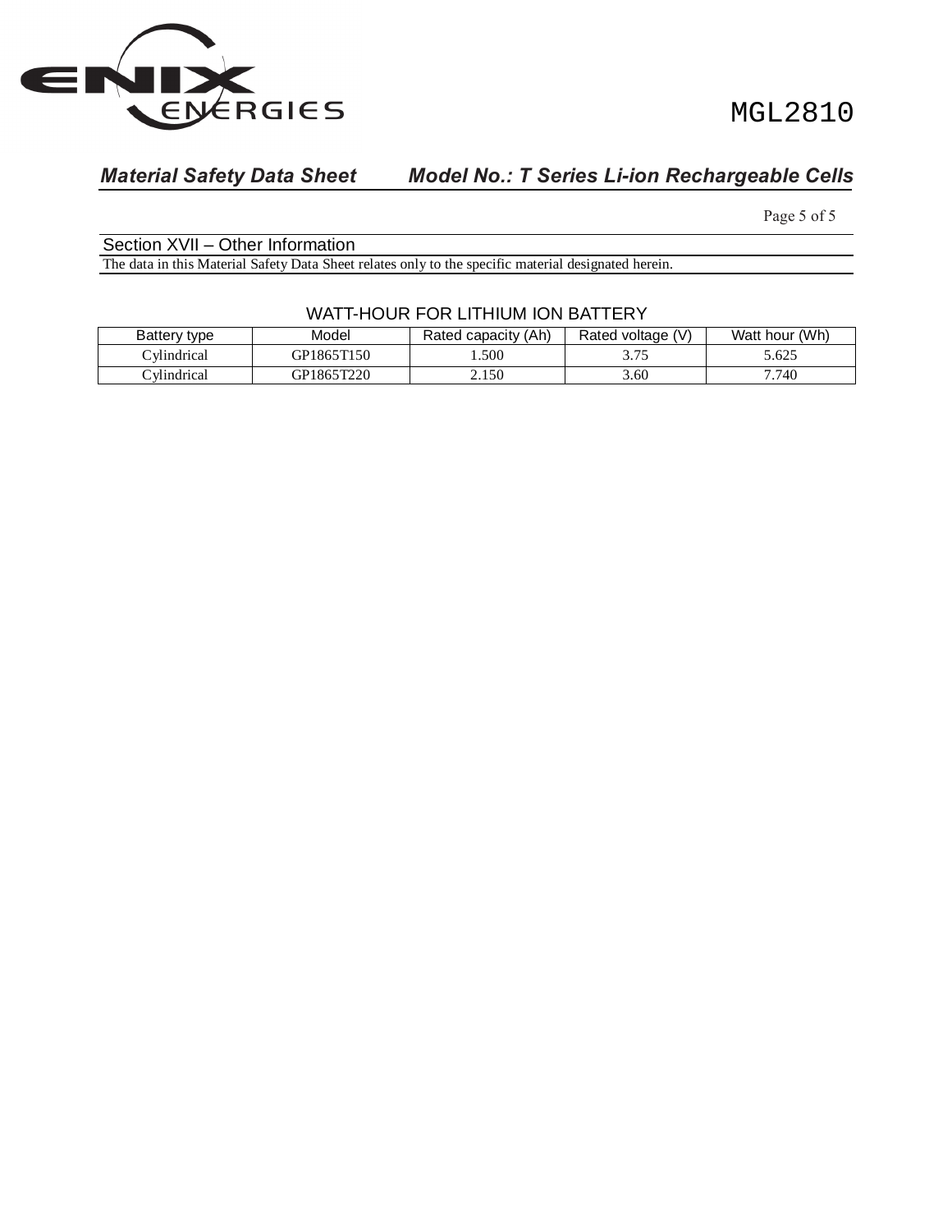## Section XVII – Other Information

The data in this Material Safety Data Sheet relates only to the specific material designated herein.

### WATT-HOUR FOR LITHIUM ION BATTERY

| Battery type | Model | Rated capacity (Ah) | Rated voltage (V) | Watt hour (Wh) |
|---|---|---|---|---|
| Cylindrical | GP1865T150 | 1.500 | 3.75 | 5.625 |
| Cylindrical | GP1865T220 | 2.150 | 3.60 | 7.740 |